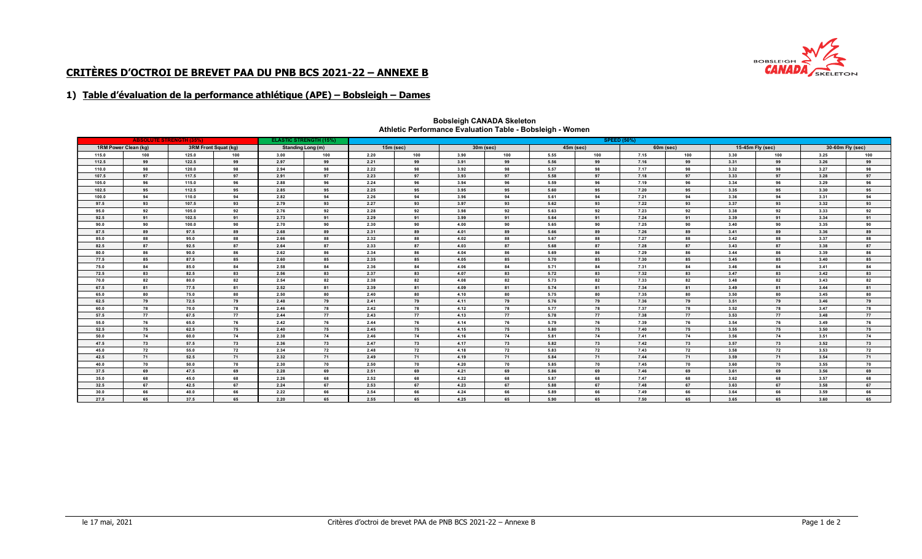## CRITÈRES D'OCTROI DE BREVET PAA DU PNB BCS 2021-22 – ANNEXE B

### 1) Table d'évaluation de la performance athlétique (APE) – Bobsleigh – Dames

**Bobsleigh CANADA Skeleton**
**Athletic Performance Evaluation Table - Bobsleigh - Women**

| ABSOLUTE STRENGTH (35%) | | | | ELASTIC STRENGTH (15%) | | SPEED (50%) | | | | | | | | | | | |
|---|---|---|---|---|---|---|---|---|---|---|---|---|---|---|---|---|---|
| 1RM Power Clean (kg) | | 3RM Front Squat (kg) | | Standing Long (m) | | 15m (sec) | | 30m (sec) | | 45m (sec) | | 60m (sec) | | 15-45m Fly (sec) | | 30-60m Fly (sec) | |
| 115.0 | 100 | 125.0 | 100 | 3.00 | 100 | 2.20 | 100 | 3.90 | 100 | 5.55 | 100 | 7.15 | 100 | 3.30 | 100 | 3.25 | 100 |
| 112.5 | 99 | 122.5 | 99 | 2.97 | 99 | 2.21 | 99 | 3.91 | 99 | 5.56 | 99 | 7.16 | 99 | 3.31 | 99 | 3.26 | 99 |
| 110.0 | 98 | 120.0 | 98 | 2.94 | 98 | 2.22 | 98 | 3.92 | 98 | 5.57 | 98 | 7.17 | 98 | 3.32 | 98 | 3.27 | 98 |
| 107.5 | 97 | 117.5 | 97 | 2.91 | 97 | 2.23 | 97 | 3.93 | 97 | 5.58 | 97 | 7.18 | 97 | 3.33 | 97 | 3.28 | 97 |
| 105.0 | 96 | 115.0 | 96 | 2.88 | 96 | 2.24 | 96 | 3.94 | 96 | 5.59 | 96 | 7.19 | 96 | 3.34 | 96 | 3.29 | 96 |
| 102.5 | 95 | 112.5 | 95 | 2.85 | 95 | 2.25 | 95 | 3.95 | 95 | 5.60 | 95 | 7.20 | 95 | 3.35 | 95 | 3.30 | 95 |
| 100.0 | 94 | 110.0 | 94 | 2.82 | 94 | 2.26 | 94 | 3.96 | 94 | 5.61 | 94 | 7.21 | 94 | 3.36 | 94 | 3.31 | 94 |
| 97.5 | 93 | 107.5 | 93 | 2.79 | 93 | 2.27 | 93 | 3.97 | 93 | 5.62 | 93 | 7.22 | 93 | 3.37 | 93 | 3.32 | 93 |
| 95.0 | 92 | 105.0 | 92 | 2.76 | 92 | 2.28 | 92 | 3.98 | 92 | 5.63 | 92 | 7.23 | 92 | 3.38 | 92 | 3.33 | 92 |
| 92.5 | 91 | 102.5 | 91 | 2.73 | 91 | 2.29 | 91 | 3.99 | 91 | 5.64 | 91 | 7.24 | 91 | 3.39 | 91 | 3.34 | 91 |
| 90.0 | 90 | 100.0 | 90 | 2.70 | 90 | 2.30 | 90 | 4.00 | 90 | 5.65 | 90 | 7.25 | 90 | 3.40 | 90 | 3.35 | 90 |
| 87.5 | 89 | 97.5 | 89 | 2.68 | 89 | 2.31 | 89 | 4.01 | 89 | 5.66 | 89 | 7.26 | 89 | 3.41 | 89 | 3.36 | 89 |
| 85.0 | 88 | 95.0 | 88 | 2.66 | 88 | 2.32 | 88 | 4.02 | 88 | 5.67 | 88 | 7.27 | 88 | 3.42 | 88 | 3.37 | 88 |
| 82.5 | 87 | 92.5 | 87 | 2.64 | 87 | 2.33 | 87 | 4.03 | 87 | 5.68 | 87 | 7.28 | 87 | 3.43 | 87 | 3.38 | 87 |
| 80.0 | 86 | 90.0 | 86 | 2.62 | 86 | 2.34 | 86 | 4.04 | 86 | 5.69 | 86 | 7.29 | 86 | 3.44 | 86 | 3.39 | 86 |
| 77.5 | 85 | 87.5 | 85 | 2.60 | 85 | 2.35 | 85 | 4.05 | 85 | 5.70 | 85 | 7.30 | 85 | 3.45 | 85 | 3.40 | 85 |
| 75.0 | 84 | 85.0 | 84 | 2.58 | 84 | 2.36 | 84 | 4.06 | 84 | 5.71 | 84 | 7.31 | 84 | 3.46 | 84 | 3.41 | 84 |
| 72.5 | 83 | 82.5 | 83 | 2.56 | 83 | 2.37 | 83 | 4.07 | 83 | 5.72 | 83 | 7.32 | 83 | 3.47 | 83 | 3.42 | 83 |
| 70.0 | 82 | 80.0 | 82 | 2.54 | 82 | 2.38 | 82 | 4.08 | 82 | 5.73 | 82 | 7.33 | 82 | 3.48 | 82 | 3.43 | 82 |
| 67.5 | 81 | 77.5 | 81 | 2.52 | 81 | 2.39 | 81 | 4.09 | 81 | 5.74 | 81 | 7.34 | 81 | 3.49 | 81 | 3.44 | 81 |
| 65.0 | 80 | 75.0 | 80 | 2.50 | 80 | 2.40 | 80 | 4.10 | 80 | 5.75 | 80 | 7.35 | 80 | 3.50 | 80 | 3.45 | 80 |
| 62.5 | 79 | 72.5 | 79 | 2.48 | 79 | 2.41 | 79 | 4.11 | 79 | 5.76 | 79 | 7.36 | 79 | 3.51 | 79 | 3.46 | 79 |
| 60.0 | 78 | 70.0 | 78 | 2.46 | 78 | 2.42 | 78 | 4.12 | 78 | 5.77 | 78 | 7.37 | 78 | 3.52 | 78 | 3.47 | 78 |
| 57.5 | 77 | 67.5 | 77 | 2.44 | 77 | 2.43 | 77 | 4.13 | 77 | 5.78 | 77 | 7.38 | 77 | 3.53 | 77 | 3.48 | 77 |
| 55.0 | 76 | 65.0 | 76 | 2.42 | 76 | 2.44 | 76 | 4.14 | 76 | 5.79 | 76 | 7.39 | 76 | 3.54 | 76 | 3.49 | 76 |
| 52.5 | 75 | 62.5 | 75 | 2.40 | 75 | 2.45 | 75 | 4.15 | 75 | 5.80 | 75 | 7.40 | 75 | 3.55 | 75 | 3.50 | 75 |
| 50.0 | 74 | 60.0 | 74 | 2.38 | 74 | 2.46 | 74 | 4.16 | 74 | 5.81 | 74 | 7.41 | 74 | 3.56 | 74 | 3.51 | 74 |
| 47.5 | 73 | 57.5 | 73 | 2.36 | 73 | 2.47 | 73 | 4.17 | 73 | 5.82 | 73 | 7.42 | 73 | 3.57 | 73 | 3.52 | 73 |
| 45.0 | 72 | 55.0 | 72 | 2.34 | 72 | 2.48 | 72 | 4.18 | 72 | 5.83 | 72 | 7.43 | 72 | 3.58 | 72 | 3.53 | 72 |
| 42.5 | 71 | 52.5 | 71 | 2.32 | 71 | 2.49 | 71 | 4.19 | 71 | 5.84 | 71 | 7.44 | 71 | 3.59 | 71 | 3.54 | 71 |
| 40.0 | 70 | 50.0 | 70 | 2.30 | 70 | 2.50 | 70 | 4.20 | 70 | 5.85 | 70 | 7.45 | 70 | 3.60 | 70 | 3.55 | 70 |
| 37.5 | 69 | 47.5 | 69 | 2.28 | 69 | 2.51 | 69 | 4.21 | 69 | 5.86 | 69 | 7.46 | 69 | 3.61 | 69 | 3.56 | 69 |
| 35.0 | 68 | 45.0 | 68 | 2.26 | 68 | 2.52 | 68 | 4.22 | 68 | 5.87 | 68 | 7.47 | 68 | 3.62 | 68 | 3.57 | 68 |
| 32.5 | 67 | 42.5 | 67 | 2.24 | 67 | 2.53 | 67 | 4.23 | 67 | 5.88 | 67 | 7.48 | 67 | 3.63 | 67 | 3.58 | 67 |
| 30.0 | 66 | 40.0 | 66 | 2.22 | 66 | 2.54 | 66 | 4.24 | 66 | 5.89 | 66 | 7.49 | 66 | 3.64 | 66 | 3.59 | 66 |
| 27.5 | 65 | 37.5 | 65 | 2.20 | 65 | 2.55 | 65 | 4.25 | 65 | 5.90 | 65 | 7.50 | 65 | 3.65 | 65 | 3.60 | 65 |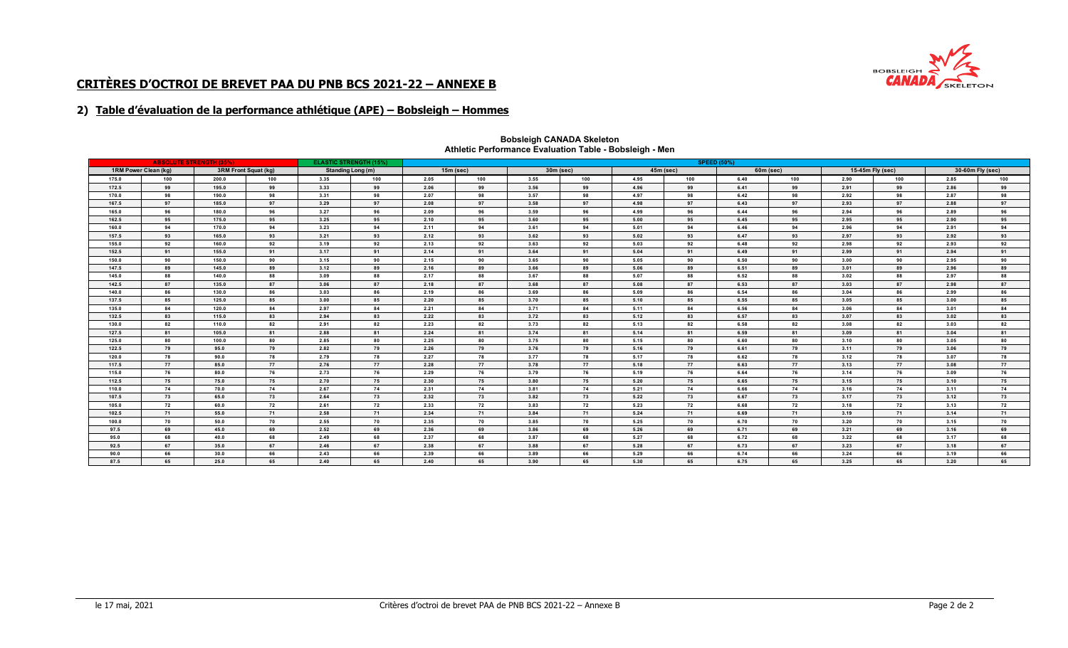## CRITÈRES D'OCTROI DE BREVET PAA DU PNB BCS 2021-22 – ANNEXE B

### 2) Table d'évaluation de la performance athlétique (APE) – Bobsleigh – Hommes

**Bobsleigh CANADA Skeleton**
**Athletic Performance Evaluation Table - Bobsleigh - Men**

| ABSOLUTE STRENGTH (35%) | | | | ELASTIC STRENGTH (15%) | | SPEED (50%) | | | | | | | | | | | |
|---|---|---|---|---|---|---|---|---|---|---|---|---|---|---|---|---|---|
| 1RM Power Clean (kg) | | 3RM Front Squat (kg) | | Standing Long (m) | | 15m (sec) | | 30m (sec) | | 45m (sec) | | 60m (sec) | | 15-45m Fly (sec) | | 30-60m Fly (sec) | |
| 175.0 | 100 | 200.0 | 100 | 3.35 | 100 | 2.05 | 100 | 3.55 | 100 | 4.95 | 100 | 6.40 | 100 | 2.90 | 100 | 2.85 | 100 |
| 172.5 | 99 | 195.0 | 99 | 3.33 | 99 | 2.06 | 99 | 3.56 | 99 | 4.96 | 99 | 6.41 | 99 | 2.91 | 99 | 2.86 | 99 |
| 170.0 | 98 | 190.0 | 98 | 3.31 | 98 | 2.07 | 98 | 3.57 | 98 | 4.97 | 98 | 6.42 | 98 | 2.92 | 98 | 2.87 | 98 |
| 167.5 | 97 | 185.0 | 97 | 3.29 | 97 | 2.08 | 97 | 3.58 | 97 | 4.98 | 97 | 6.43 | 97 | 2.93 | 97 | 2.88 | 97 |
| 165.0 | 96 | 180.0 | 96 | 3.27 | 96 | 2.09 | 96 | 3.59 | 96 | 4.99 | 96 | 6.44 | 96 | 2.94 | 96 | 2.89 | 96 |
| 162.5 | 95 | 175.0 | 95 | 3.25 | 95 | 2.10 | 95 | 3.60 | 95 | 5.00 | 95 | 6.45 | 95 | 2.95 | 95 | 2.90 | 95 |
| 160.0 | 94 | 170.0 | 94 | 3.23 | 94 | 2.11 | 94 | 3.61 | 94 | 5.01 | 94 | 6.46 | 94 | 2.96 | 94 | 2.91 | 94 |
| 157.5 | 93 | 165.0 | 93 | 3.21 | 93 | 2.12 | 93 | 3.62 | 93 | 5.02 | 93 | 6.47 | 93 | 2.97 | 93 | 2.92 | 93 |
| 155.0 | 92 | 160.0 | 92 | 3.19 | 92 | 2.13 | 92 | 3.63 | 92 | 5.03 | 92 | 6.48 | 92 | 2.98 | 92 | 2.93 | 92 |
| 152.5 | 91 | 155.0 | 91 | 3.17 | 91 | 2.14 | 91 | 3.64 | 91 | 5.04 | 91 | 6.49 | 91 | 2.99 | 91 | 2.94 | 91 |
| 150.0 | 90 | 150.0 | 90 | 3.15 | 90 | 2.15 | 90 | 3.65 | 90 | 5.05 | 90 | 6.50 | 90 | 3.00 | 90 | 2.95 | 90 |
| 147.5 | 89 | 145.0 | 89 | 3.12 | 89 | 2.16 | 89 | 3.66 | 89 | 5.06 | 89 | 6.51 | 89 | 3.01 | 89 | 2.96 | 89 |
| 145.0 | 88 | 140.0 | 88 | 3.09 | 88 | 2.17 | 88 | 3.67 | 88 | 5.07 | 88 | 6.52 | 88 | 3.02 | 88 | 2.97 | 88 |
| 142.5 | 87 | 135.0 | 87 | 3.06 | 87 | 2.18 | 87 | 3.68 | 87 | 5.08 | 87 | 6.53 | 87 | 3.03 | 87 | 2.98 | 87 |
| 140.0 | 86 | 130.0 | 86 | 3.03 | 86 | 2.19 | 86 | 3.69 | 86 | 5.09 | 86 | 6.54 | 86 | 3.04 | 86 | 2.99 | 86 |
| 137.5 | 85 | 125.0 | 85 | 3.00 | 85 | 2.20 | 85 | 3.70 | 85 | 5.10 | 85 | 6.55 | 85 | 3.05 | 85 | 3.00 | 85 |
| 135.0 | 84 | 120.0 | 84 | 2.97 | 84 | 2.21 | 84 | 3.71 | 84 | 5.11 | 84 | 6.56 | 84 | 3.06 | 84 | 3.01 | 84 |
| 132.5 | 83 | 115.0 | 83 | 2.94 | 83 | 2.22 | 83 | 3.72 | 83 | 5.12 | 83 | 6.57 | 83 | 3.07 | 83 | 3.02 | 83 |
| 130.0 | 82 | 110.0 | 82 | 2.91 | 82 | 2.23 | 82 | 3.73 | 82 | 5.13 | 82 | 6.58 | 82 | 3.08 | 82 | 3.03 | 82 |
| 127.5 | 81 | 105.0 | 81 | 2.88 | 81 | 2.24 | 81 | 3.74 | 81 | 5.14 | 81 | 6.59 | 81 | 3.09 | 81 | 3.04 | 81 |
| 125.0 | 80 | 100.0 | 80 | 2.85 | 80 | 2.25 | 80 | 3.75 | 80 | 5.15 | 80 | 6.60 | 80 | 3.10 | 80 | 3.05 | 80 |
| 122.5 | 79 | 95.0 | 79 | 2.82 | 79 | 2.26 | 79 | 3.76 | 79 | 5.16 | 79 | 6.61 | 79 | 3.11 | 79 | 3.06 | 79 |
| 120.0 | 78 | 90.0 | 78 | 2.79 | 78 | 2.27 | 78 | 3.77 | 78 | 5.17 | 78 | 6.62 | 78 | 3.12 | 78 | 3.07 | 78 |
| 117.5 | 77 | 85.0 | 77 | 2.76 | 77 | 2.28 | 77 | 3.78 | 77 | 5.18 | 77 | 6.63 | 77 | 3.13 | 77 | 3.08 | 77 |
| 115.0 | 76 | 80.0 | 76 | 2.73 | 76 | 2.29 | 76 | 3.79 | 76 | 5.19 | 76 | 6.64 | 76 | 3.14 | 76 | 3.09 | 76 |
| 112.5 | 75 | 75.0 | 75 | 2.70 | 75 | 2.30 | 75 | 3.80 | 75 | 5.20 | 75 | 6.65 | 75 | 3.15 | 75 | 3.10 | 75 |
| 110.0 | 74 | 70.0 | 74 | 2.67 | 74 | 2.31 | 74 | 3.81 | 74 | 5.21 | 74 | 6.66 | 74 | 3.16 | 74 | 3.11 | 74 |
| 107.5 | 73 | 65.0 | 73 | 2.64 | 73 | 2.32 | 73 | 3.82 | 73 | 5.22 | 73 | 6.67 | 73 | 3.17 | 73 | 3.12 | 73 |
| 105.0 | 72 | 60.0 | 72 | 2.61 | 72 | 2.33 | 72 | 3.83 | 72 | 5.23 | 72 | 6.68 | 72 | 3.18 | 72 | 3.13 | 72 |
| 102.5 | 71 | 55.0 | 71 | 2.58 | 71 | 2.34 | 71 | 3.84 | 71 | 5.24 | 71 | 6.69 | 71 | 3.19 | 71 | 3.14 | 71 |
| 100.0 | 70 | 50.0 | 70 | 2.55 | 70 | 2.35 | 70 | 3.85 | 70 | 5.25 | 70 | 6.70 | 70 | 3.20 | 70 | 3.15 | 70 |
| 97.5 | 69 | 45.0 | 69 | 2.52 | 69 | 2.36 | 69 | 3.86 | 69 | 5.26 | 69 | 6.71 | 69 | 3.21 | 69 | 3.16 | 69 |
| 95.0 | 68 | 40.0 | 68 | 2.49 | 68 | 2.37 | 68 | 3.87 | 68 | 5.27 | 68 | 6.72 | 68 | 3.22 | 68 | 3.17 | 68 |
| 92.5 | 67 | 35.0 | 67 | 2.46 | 67 | 2.38 | 67 | 3.88 | 67 | 5.28 | 67 | 6.73 | 67 | 3.23 | 67 | 3.18 | 67 |
| 90.0 | 66 | 30.0 | 66 | 2.43 | 66 | 2.39 | 66 | 3.89 | 66 | 5.29 | 66 | 6.74 | 66 | 3.24 | 66 | 3.19 | 66 |
| 87.5 | 65 | 25.0 | 65 | 2.40 | 65 | 2.40 | 65 | 3.90 | 65 | 5.30 | 65 | 6.75 | 65 | 3.25 | 65 | 3.20 | 65 |

le 17 mai, 2021